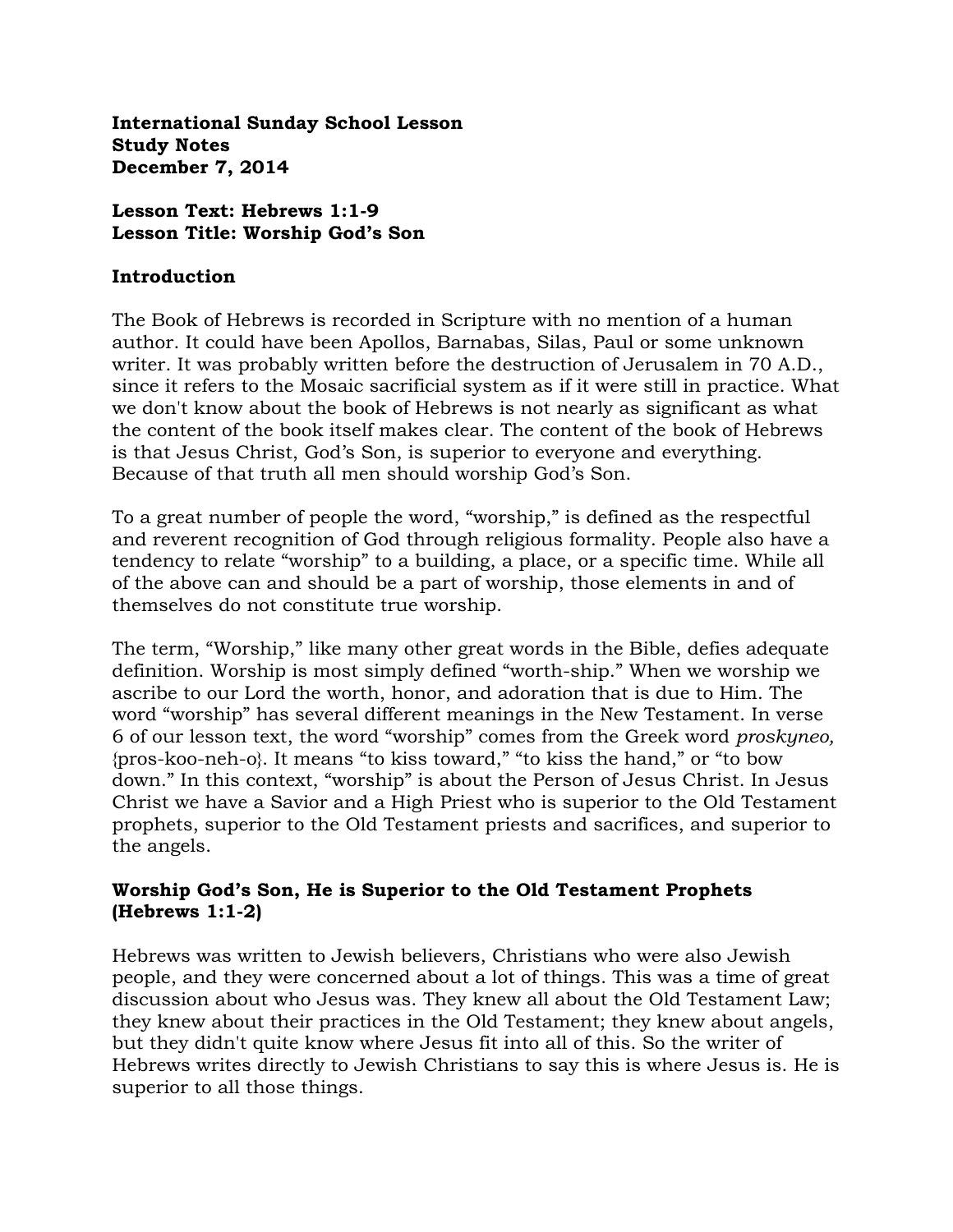**International Sunday School Lesson**
**Study Notes**
**December 7, 2014**

**Lesson Text: Hebrews 1:1-9**
**Lesson Title: Worship God's Son**

## Introduction

The Book of Hebrews is recorded in Scripture with no mention of a human author. It could have been Apollos, Barnabas, Silas, Paul or some unknown writer. It was probably written before the destruction of Jerusalem in 70 A.D., since it refers to the Mosaic sacrificial system as if it were still in practice. What we don't know about the book of Hebrews is not nearly as significant as what the content of the book itself makes clear. The content of the book of Hebrews is that Jesus Christ, God's Son, is superior to everyone and everything. Because of that truth all men should worship God's Son.

To a great number of people the word, "worship," is defined as the respectful and reverent recognition of God through religious formality. People also have a tendency to relate "worship" to a building, a place, or a specific time. While all of the above can and should be a part of worship, those elements in and of themselves do not constitute true worship.

The term, "Worship," like many other great words in the Bible, defies adequate definition. Worship is most simply defined "worth-ship." When we worship we ascribe to our Lord the worth, honor, and adoration that is due to Him. The word "worship" has several different meanings in the New Testament. In verse 6 of our lesson text, the word "worship" comes from the Greek word *proskyneo,* {pros-koo-neh-o}. It means "to kiss toward," "to kiss the hand," or "to bow down." In this context, "worship" is about the Person of Jesus Christ. In Jesus Christ we have a Savior and a High Priest who is superior to the Old Testament prophets, superior to the Old Testament priests and sacrifices, and superior to the angels.

## Worship God's Son, He is Superior to the Old Testament Prophets (Hebrews 1:1-2)

Hebrews was written to Jewish believers, Christians who were also Jewish people, and they were concerned about a lot of things. This was a time of great discussion about who Jesus was. They knew all about the Old Testament Law; they knew about their practices in the Old Testament; they knew about angels, but they didn't quite know where Jesus fit into all of this. So the writer of Hebrews writes directly to Jewish Christians to say this is where Jesus is. He is superior to all those things.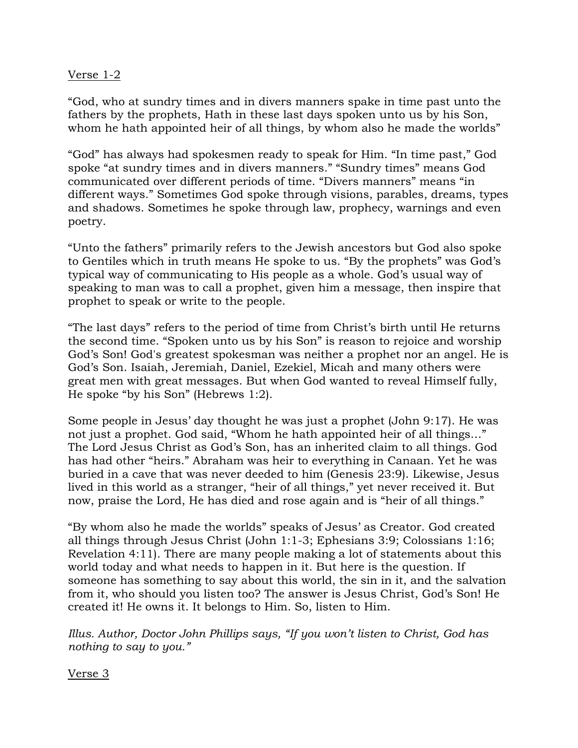<u>Verse 1-2</u>

"God, who at sundry times and in divers manners spake in time past unto the fathers by the prophets, Hath in these last days spoken unto us by his Son, whom he hath appointed heir of all things, by whom also he made the worlds"

"God" has always had spokesmen ready to speak for Him. "In time past," God spoke "at sundry times and in divers manners." "Sundry times" means God communicated over different periods of time. "Divers manners" means "in different ways." Sometimes God spoke through visions, parables, dreams, types and shadows. Sometimes he spoke through law, prophecy, warnings and even poetry.

"Unto the fathers" primarily refers to the Jewish ancestors but God also spoke to Gentiles which in truth means He spoke to us. "By the prophets" was God's typical way of communicating to His people as a whole. God's usual way of speaking to man was to call a prophet, given him a message, then inspire that prophet to speak or write to the people.

"The last days" refers to the period of time from Christ's birth until He returns the second time. "Spoken unto us by his Son" is reason to rejoice and worship God's Son! God's greatest spokesman was neither a prophet nor an angel. He is God's Son. Isaiah, Jeremiah, Daniel, Ezekiel, Micah and many others were great men with great messages. But when God wanted to reveal Himself fully, He spoke "by his Son" (Hebrews 1:2).

Some people in Jesus' day thought he was just a prophet (John 9:17). He was not just a prophet. God said, "Whom he hath appointed heir of all things…" The Lord Jesus Christ as God's Son, has an inherited claim to all things. God has had other "heirs." Abraham was heir to everything in Canaan. Yet he was buried in a cave that was never deeded to him (Genesis 23:9). Likewise, Jesus lived in this world as a stranger, "heir of all things," yet never received it. But now, praise the Lord, He has died and rose again and is "heir of all things."

"By whom also he made the worlds" speaks of Jesus' as Creator. God created all things through Jesus Christ (John 1:1-3; Ephesians 3:9; Colossians 1:16; Revelation 4:11). There are many people making a lot of statements about this world today and what needs to happen in it. But here is the question. If someone has something to say about this world, the sin in it, and the salvation from it, who should you listen too? The answer is Jesus Christ, God's Son! He created it! He owns it. It belongs to Him. So, listen to Him.

*Illus. Author, Doctor John Phillips says, "If you won't listen to Christ, God has nothing to say to you."*

<u>Verse 3</u>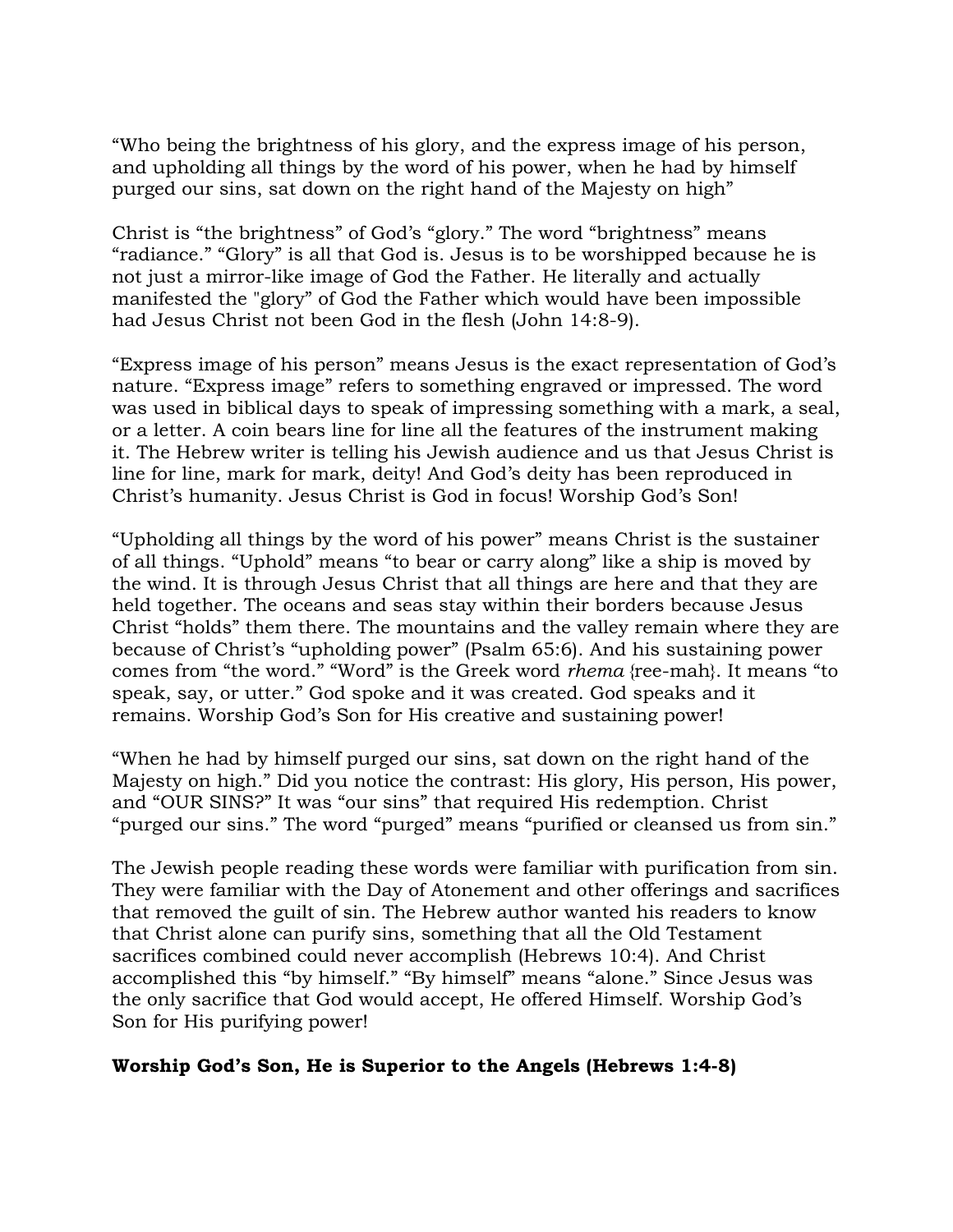“Who being the brightness of his glory, and the express image of his person, and upholding all things by the word of his power, when he had by himself purged our sins, sat down on the right hand of the Majesty on high”

Christ is “the brightness” of God’s “glory.” The word “brightness” means “radiance.” “Glory” is all that God is. Jesus is to be worshipped because he is not just a mirror-like image of God the Father. He literally and actually manifested the "glory” of God the Father which would have been impossible had Jesus Christ not been God in the flesh (John 14:8-9).

“Express image of his person” means Jesus is the exact representation of God’s nature. “Express image” refers to something engraved or impressed. The word was used in biblical days to speak of impressing something with a mark, a seal, or a letter. A coin bears line for line all the features of the instrument making it. The Hebrew writer is telling his Jewish audience and us that Jesus Christ is line for line, mark for mark, deity! And God’s deity has been reproduced in Christ’s humanity. Jesus Christ is God in focus! Worship God’s Son!

“Upholding all things by the word of his power” means Christ is the sustainer of all things. “Uphold” means “to bear or carry along” like a ship is moved by the wind. It is through Jesus Christ that all things are here and that they are held together. The oceans and seas stay within their borders because Jesus Christ “holds” them there. The mountains and the valley remain where they are because of Christ’s “upholding power” (Psalm 65:6). And his sustaining power comes from “the word.” “Word” is the Greek word *rhema* {ree-mah}. It means “to speak, say, or utter.” God spoke and it was created. God speaks and it remains. Worship God’s Son for His creative and sustaining power!

“When he had by himself purged our sins, sat down on the right hand of the Majesty on high.” Did you notice the contrast: His glory, His person, His power, and “OUR SINS?” It was “our sins” that required His redemption. Christ “purged our sins.” The word “purged” means “purified or cleansed us from sin.”

The Jewish people reading these words were familiar with purification from sin. They were familiar with the Day of Atonement and other offerings and sacrifices that removed the guilt of sin. The Hebrew author wanted his readers to know that Christ alone can purify sins, something that all the Old Testament sacrifices combined could never accomplish (Hebrews 10:4). And Christ accomplished this “by himself.” “By himself” means “alone.” Since Jesus was the only sacrifice that God would accept, He offered Himself. Worship God’s Son for His purifying power!

**Worship God’s Son, He is Superior to the Angels (Hebrews 1:4-8)**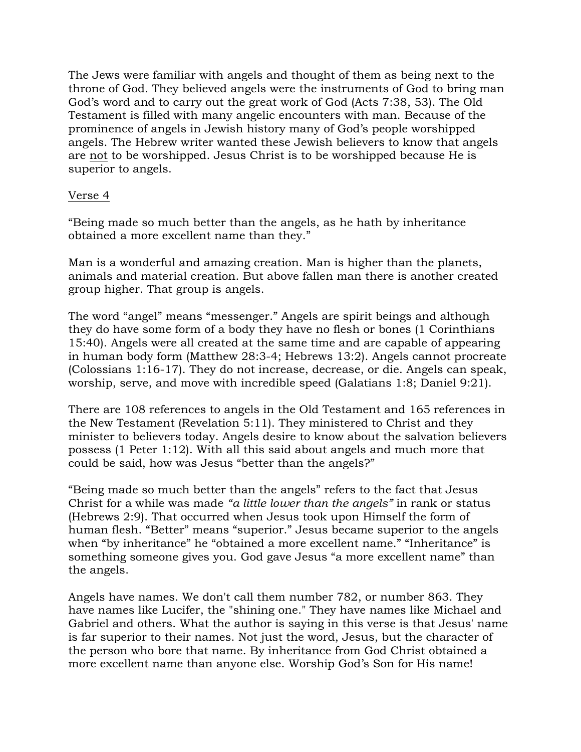The Jews were familiar with angels and thought of them as being next to the throne of God. They believed angels were the instruments of God to bring man God's word and to carry out the great work of God (Acts 7:38, 53). The Old Testament is filled with many angelic encounters with man. Because of the prominence of angels in Jewish history many of God's people worshipped angels. The Hebrew writer wanted these Jewish believers to know that angels are <u>not</u> to be worshipped. Jesus Christ is to be worshipped because He is superior to angels.

<u>Verse 4</u>

"Being made so much better than the angels, as he hath by inheritance obtained a more excellent name than they."

Man is a wonderful and amazing creation. Man is higher than the planets, animals and material creation. But above fallen man there is another created group higher. That group is angels.

The word "angel" means "messenger." Angels are spirit beings and although they do have some form of a body they have no flesh or bones (1 Corinthians 15:40). Angels were all created at the same time and are capable of appearing in human body form (Matthew 28:3-4; Hebrews 13:2). Angels cannot procreate (Colossians 1:16-17). They do not increase, decrease, or die. Angels can speak, worship, serve, and move with incredible speed (Galatians 1:8; Daniel 9:21).

There are 108 references to angels in the Old Testament and 165 references in the New Testament (Revelation 5:11). They ministered to Christ and they minister to believers today. Angels desire to know about the salvation believers possess (1 Peter 1:12). With all this said about angels and much more that could be said, how was Jesus "better than the angels?"

"Being made so much better than the angels" refers to the fact that Jesus Christ for a while was made *"a little lower than the angels"* in rank or status (Hebrews 2:9). That occurred when Jesus took upon Himself the form of human flesh. "Better" means "superior." Jesus became superior to the angels when "by inheritance" he "obtained a more excellent name." "Inheritance" is something someone gives you. God gave Jesus "a more excellent name" than the angels.

Angels have names. We don't call them number 782, or number 863. They have names like Lucifer, the "shining one." They have names like Michael and Gabriel and others. What the author is saying in this verse is that Jesus' name is far superior to their names. Not just the word, Jesus, but the character of the person who bore that name. By inheritance from God Christ obtained a more excellent name than anyone else. Worship God's Son for His name!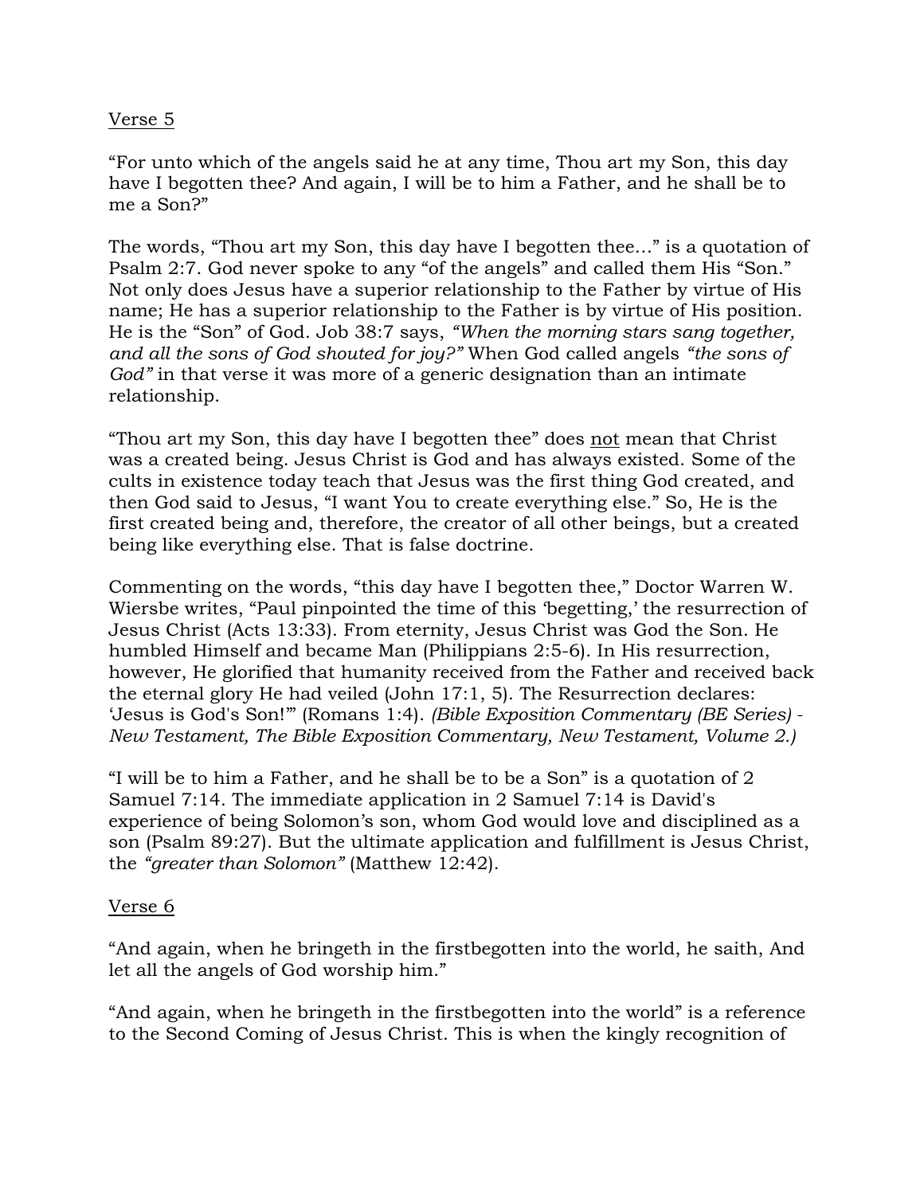Verse 5

"For unto which of the angels said he at any time, Thou art my Son, this day have I begotten thee? And again, I will be to him a Father, and he shall be to me a Son?"

The words, "Thou art my Son, this day have I begotten thee…" is a quotation of Psalm 2:7. God never spoke to any "of the angels" and called them His "Son." Not only does Jesus have a superior relationship to the Father by virtue of His name; He has a superior relationship to the Father is by virtue of His position. He is the "Son" of God. Job 38:7 says, *"When the morning stars sang together, and all the sons of God shouted for joy?"* When God called angels *"the sons of God"* in that verse it was more of a generic designation than an intimate relationship.

"Thou art my Son, this day have I begotten thee" does not mean that Christ was a created being. Jesus Christ is God and has always existed. Some of the cults in existence today teach that Jesus was the first thing God created, and then God said to Jesus, "I want You to create everything else." So, He is the first created being and, therefore, the creator of all other beings, but a created being like everything else. That is false doctrine.

Commenting on the words, "this day have I begotten thee," Doctor Warren W. Wiersbe writes, "Paul pinpointed the time of this 'begetting,' the resurrection of Jesus Christ (Acts 13:33). From eternity, Jesus Christ was God the Son. He humbled Himself and became Man (Philippians 2:5-6). In His resurrection, however, He glorified that humanity received from the Father and received back the eternal glory He had veiled (John 17:1, 5). The Resurrection declares: 'Jesus is God's Son!'" (Romans 1:4). *(Bible Exposition Commentary (BE Series) - New Testament, The Bible Exposition Commentary, New Testament, Volume 2.)*

"I will be to him a Father, and he shall be to be a Son" is a quotation of 2 Samuel 7:14. The immediate application in 2 Samuel 7:14 is David's experience of being Solomon's son, whom God would love and disciplined as a son (Psalm 89:27). But the ultimate application and fulfillment is Jesus Christ, the *"greater than Solomon"* (Matthew 12:42).

Verse 6

"And again, when he bringeth in the firstbegotten into the world, he saith, And let all the angels of God worship him."

"And again, when he bringeth in the firstbegotten into the world" is a reference to the Second Coming of Jesus Christ. This is when the kingly recognition of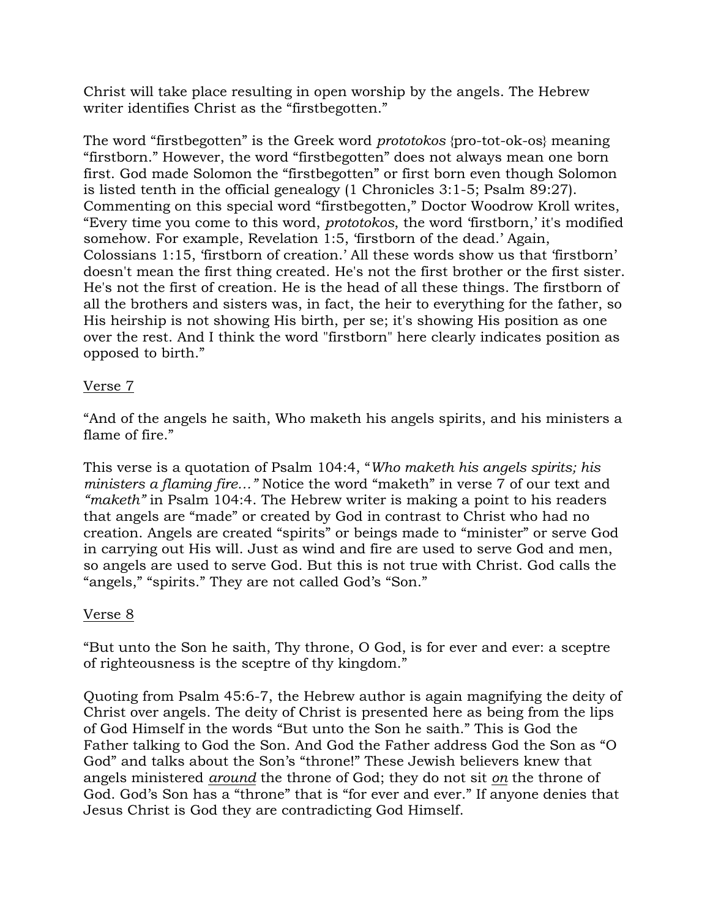Christ will take place resulting in open worship by the angels. The Hebrew writer identifies Christ as the "firstbegotten."

The word "firstbegotten" is the Greek word *prototokos* {pro-tot-ok-os} meaning "firstborn." However, the word "firstbegotten" does not always mean one born first. God made Solomon the "firstbegotten" or first born even though Solomon is listed tenth in the official genealogy (1 Chronicles 3:1-5; Psalm 89:27). Commenting on this special word "firstbegotten," Doctor Woodrow Kroll writes, "Every time you come to this word, *prototokos*, the word 'firstborn,' it's modified somehow. For example, Revelation 1:5, 'firstborn of the dead.' Again, Colossians 1:15, 'firstborn of creation.' All these words show us that 'firstborn' doesn't mean the first thing created. He's not the first brother or the first sister. He's not the first of creation. He is the head of all these things. The firstborn of all the brothers and sisters was, in fact, the heir to everything for the father, so His heirship is not showing His birth, per se; it's showing His position as one over the rest. And I think the word "firstborn" here clearly indicates position as opposed to birth."

<u>Verse 7</u>

"And of the angels he saith, Who maketh his angels spirits, and his ministers a flame of fire."

This verse is a quotation of Psalm 104:4, "*Who maketh his angels spirits; his ministers a flaming fire…"* Notice the word "maketh" in verse 7 of our text and *"maketh"* in Psalm 104:4. The Hebrew writer is making a point to his readers that angels are "made" or created by God in contrast to Christ who had no creation. Angels are created "spirits" or beings made to "minister" or serve God in carrying out His will. Just as wind and fire are used to serve God and men, so angels are used to serve God. But this is not true with Christ. God calls the "angels," "spirits." They are not called God's "Son."

<u>Verse 8</u>

"But unto the Son he saith, Thy throne, O God, is for ever and ever: a sceptre of righteousness is the sceptre of thy kingdom."

Quoting from Psalm 45:6-7, the Hebrew author is again magnifying the deity of Christ over angels. The deity of Christ is presented here as being from the lips of God Himself in the words "But unto the Son he saith." This is God the Father talking to God the Son. And God the Father address God the Son as "O God" and talks about the Son's "throne!" These Jewish believers knew that angels ministered <u>*around*</u> the throne of God; they do not sit <u>*on*</u> the throne of God. God's Son has a "throne" that is "for ever and ever." If anyone denies that Jesus Christ is God they are contradicting God Himself.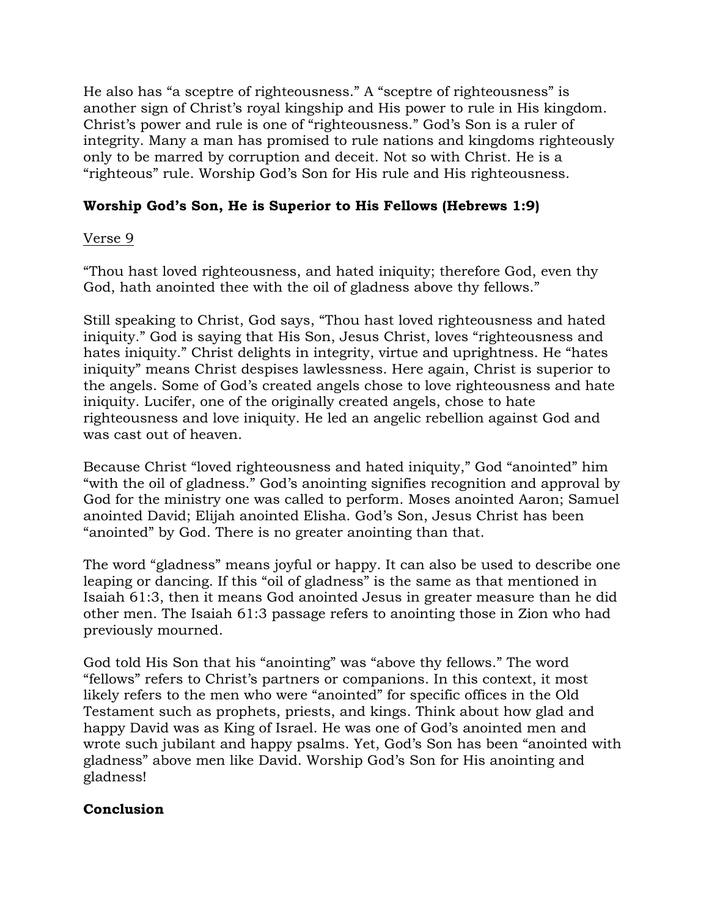He also has “a sceptre of righteousness.” A “sceptre of righteousness” is another sign of Christ’s royal kingship and His power to rule in His kingdom. Christ’s power and rule is one of “righteousness.” God’s Son is a ruler of integrity. Many a man has promised to rule nations and kingdoms righteously only to be marred by corruption and deceit. Not so with Christ. He is a “righteous” rule. Worship God’s Son for His rule and His righteousness.

**Worship God’s Son, He is Superior to His Fellows (Hebrews 1:9)**

Verse 9

“Thou hast loved righteousness, and hated iniquity; therefore God, even thy God, hath anointed thee with the oil of gladness above thy fellows.”

Still speaking to Christ, God says, “Thou hast loved righteousness and hated iniquity.” God is saying that His Son, Jesus Christ, loves “righteousness and hates iniquity.” Christ delights in integrity, virtue and uprightness. He “hates iniquity” means Christ despises lawlessness. Here again, Christ is superior to the angels. Some of God’s created angels chose to love righteousness and hate iniquity. Lucifer, one of the originally created angels, chose to hate righteousness and love iniquity. He led an angelic rebellion against God and was cast out of heaven.

Because Christ “loved righteousness and hated iniquity,” God “anointed” him “with the oil of gladness.” God’s anointing signifies recognition and approval by God for the ministry one was called to perform. Moses anointed Aaron; Samuel anointed David; Elijah anointed Elisha. God’s Son, Jesus Christ has been “anointed” by God. There is no greater anointing than that.

The word “gladness” means joyful or happy. It can also be used to describe one leaping or dancing. If this “oil of gladness” is the same as that mentioned in Isaiah 61:3, then it means God anointed Jesus in greater measure than he did other men. The Isaiah 61:3 passage refers to anointing those in Zion who had previously mourned.

God told His Son that his “anointing” was “above thy fellows.” The word “fellows” refers to Christ’s partners or companions. In this context, it most likely refers to the men who were “anointed” for specific offices in the Old Testament such as prophets, priests, and kings. Think about how glad and happy David was as King of Israel. He was one of God’s anointed men and wrote such jubilant and happy psalms. Yet, God’s Son has been “anointed with gladness” above men like David. Worship God’s Son for His anointing and gladness!

**Conclusion**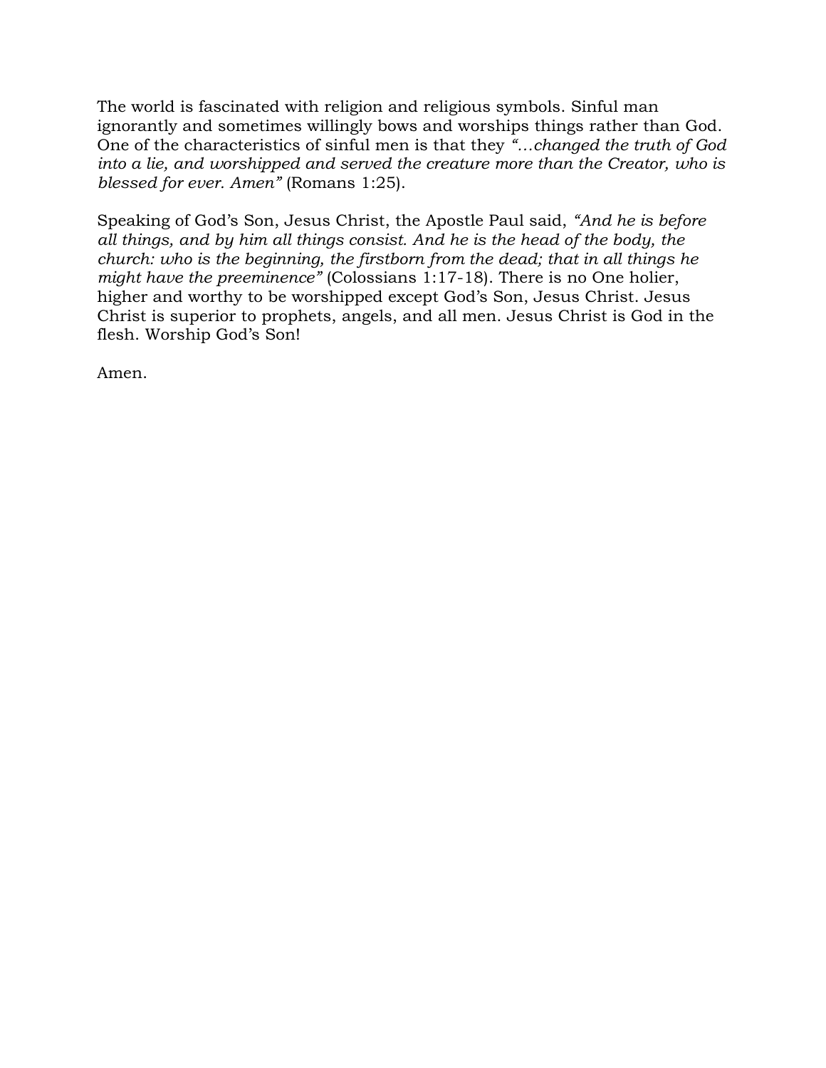The world is fascinated with religion and religious symbols. Sinful man ignorantly and sometimes willingly bows and worships things rather than God. One of the characteristics of sinful men is that they *"…changed the truth of God into a lie, and worshipped and served the creature more than the Creator, who is blessed for ever. Amen"* (Romans 1:25).

Speaking of God's Son, Jesus Christ, the Apostle Paul said, *"And he is before all things, and by him all things consist. And he is the head of the body, the church: who is the beginning, the firstborn from the dead; that in all things he might have the preeminence"* (Colossians 1:17-18). There is no One holier, higher and worthy to be worshipped except God's Son, Jesus Christ. Jesus Christ is superior to prophets, angels, and all men. Jesus Christ is God in the flesh. Worship God's Son!

Amen.